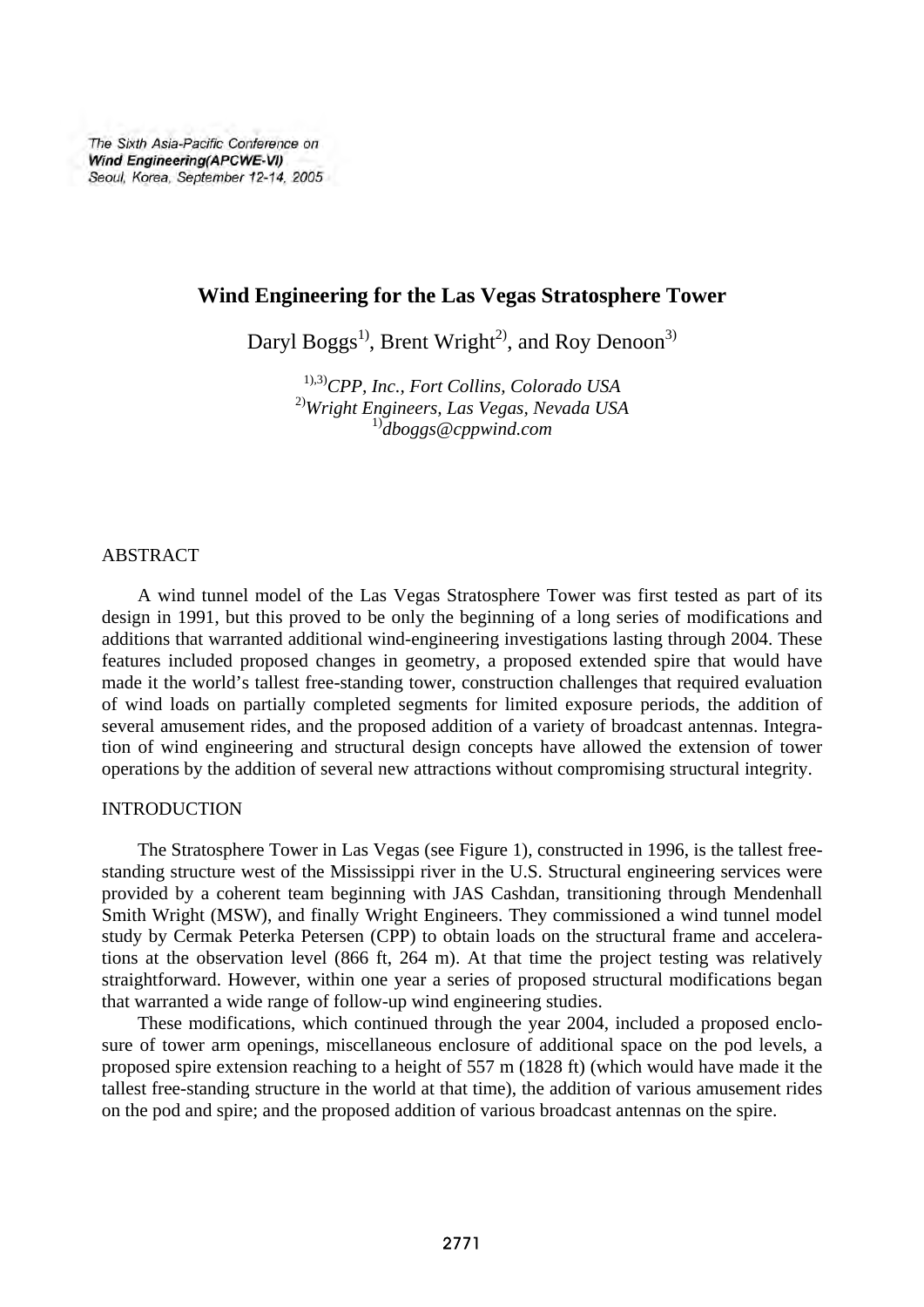The Sixth Asia-Pacific Conference on
**Wind Engineering(APCWE-VI)**
Seoul, Korea, September 12-14, 2005

# Wind Engineering for the Las Vegas Stratosphere Tower

Daryl Boggs[1], Brent Wright[2], and Roy Denoon[3]

[1),3)] *CPP, Inc., Fort Collins, Colorado USA*
[2)] *Wright Engineers, Las Vegas, Nevada USA*
[1)] *dboggs@cppwind.com*

## ABSTRACT

A wind tunnel model of the Las Vegas Stratosphere Tower was first tested as part of its design in 1991, but this proved to be only the beginning of a long series of modifications and additions that warranted additional wind-engineering investigations lasting through 2004. These features included proposed changes in geometry, a proposed extended spire that would have made it the world's tallest free-standing tower, construction challenges that required evaluation of wind loads on partially completed segments for limited exposure periods, the addition of several amusement rides, and the proposed addition of a variety of broadcast antennas. Integration of wind engineering and structural design concepts have allowed the extension of tower operations by the addition of several new attractions without compromising structural integrity.

## INTRODUCTION

The Stratosphere Tower in Las Vegas (see Figure 1), constructed in 1996, is the tallest free-standing structure west of the Mississippi river in the U.S. Structural engineering services were provided by a coherent team beginning with JAS Cashdan, transitioning through Mendenhall Smith Wright (MSW), and finally Wright Engineers. They commissioned a wind tunnel model study by Cermak Peterka Petersen (CPP) to obtain loads on the structural frame and accelerations at the observation level (866 ft, 264 m). At that time the project testing was relatively straightforward. However, within one year a series of proposed structural modifications began that warranted a wide range of follow-up wind engineering studies.

These modifications, which continued through the year 2004, included a proposed enclosure of tower arm openings, miscellaneous enclosure of additional space on the pod levels, a proposed spire extension reaching to a height of 557 m (1828 ft) (which would have made it the tallest free-standing structure in the world at that time), the addition of various amusement rides on the pod and spire; and the proposed addition of various broadcast antennas on the spire.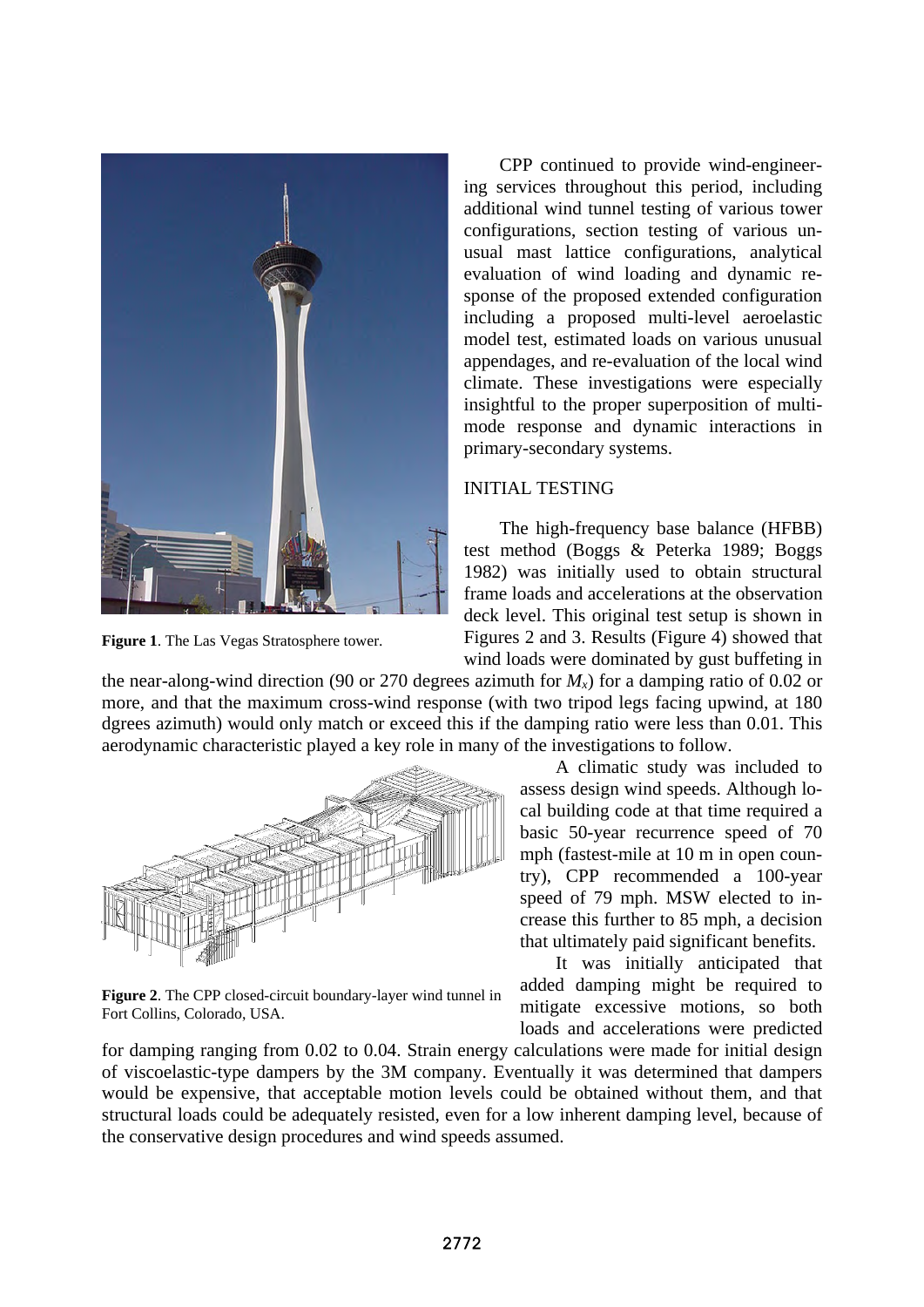Figure 1. The Las Vegas Stratosphere tower.

CPP continued to provide wind-engineering services throughout this period, including additional wind tunnel testing of various tower configurations, section testing of various unusual mast lattice configurations, analytical evaluation of wind loading and dynamic response of the proposed extended configuration including a proposed multi-level aeroelastic model test, estimated loads on various unusual appendages, and re-evaluation of the local wind climate. These investigations were especially insightful to the proper superposition of multi-mode response and dynamic interactions in primary-secondary systems.

## INITIAL TESTING

The high-frequency base balance (HFBB) test method (Boggs & Peterka 1989; Boggs 1982) was initially used to obtain structural frame loads and accelerations at the observation deck level. This original test setup is shown in Figures 2 and 3. Results (Figure 4) showed that wind loads were dominated by gust buffeting in the near-along-wind direction (90 or 270 degrees azimuth for $M_x$) for a damping ratio of 0.02 or more, and that the maximum cross-wind response (with two tripod legs facing upwind, at 180 dgrees azimuth) would only match or exceed this if the damping ratio were less than 0.01. This aerodynamic characteristic played a key role in many of the investigations to follow.

Figure 2. The CPP closed-circuit boundary-layer wind tunnel in Fort Collins, Colorado, USA.

A climatic study was included to assess design wind speeds. Although local building code at that time required a basic 50-year recurrence speed of 70 mph (fastest-mile at 10 m in open country), CPP recommended a 100-year speed of 79 mph. MSW elected to increase this further to 85 mph, a decision that ultimately paid significant benefits.

It was initially anticipated that added damping might be required to mitigate excessive motions, so both loads and accelerations were predicted for damping ranging from 0.02 to 0.04. Strain energy calculations were made for initial design of viscoelastic-type dampers by the 3M company. Eventually it was determined that dampers would be expensive, that acceptable motion levels could be obtained without them, and that structural loads could be adequately resisted, even for a low inherent damping level, because of the conservative design procedures and wind speeds assumed.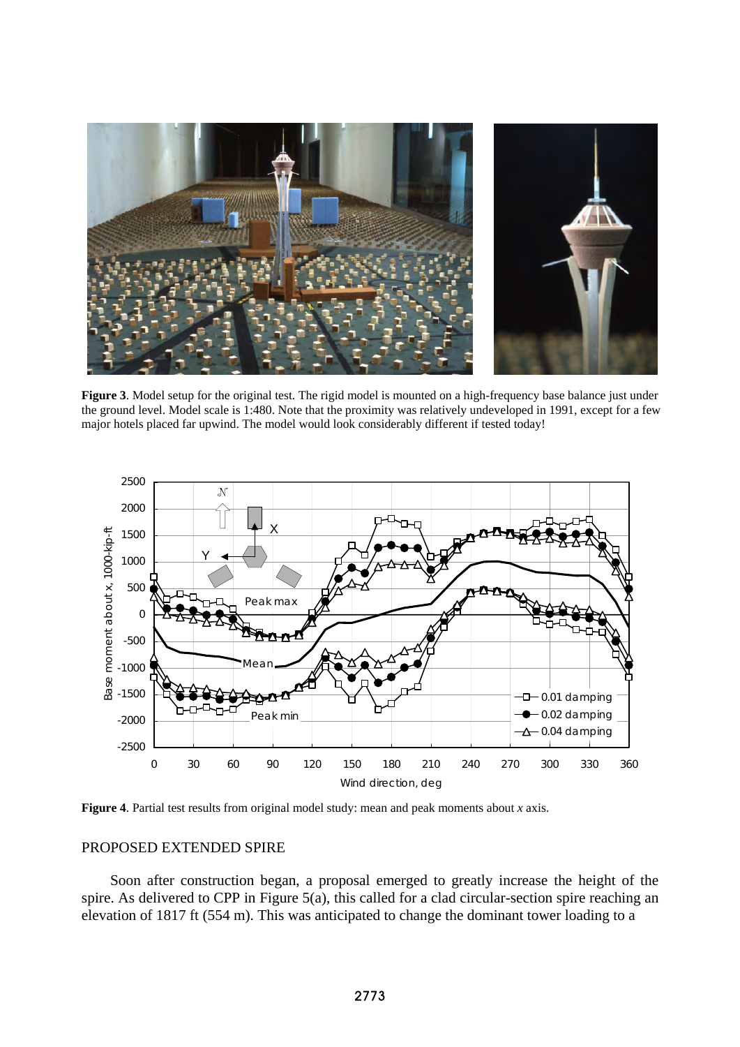**Figure 3**. Model setup for the original test. The rigid model is mounted on a high-frequency base balance just under the ground level. Model scale is 1:480. Note that the proximity was relatively undeveloped in 1991, except for a few major hotels placed far upwind. The model would look considerably different if tested today!

**Figure 4**. Partial test results from original model study: mean and peak moments about *x* axis.

## PROPOSED EXTENDED SPIRE

Soon after construction began, a proposal emerged to greatly increase the height of the spire. As delivered to CPP in Figure 5(a), this called for a clad circular-section spire reaching an elevation of 1817 ft (554 m). This was anticipated to change the dominant tower loading to a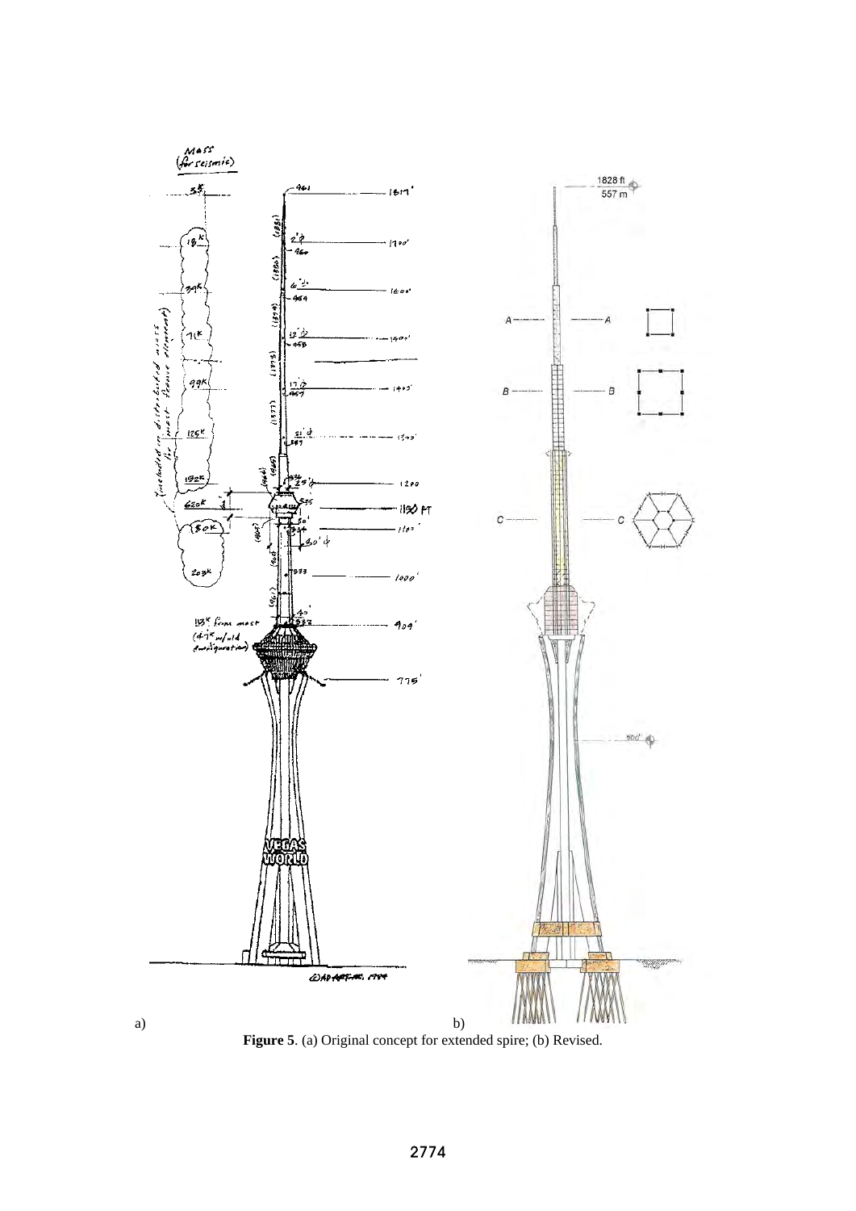a) b)

**Figure 5**. (a) Original concept for extended spire; (b) Revised.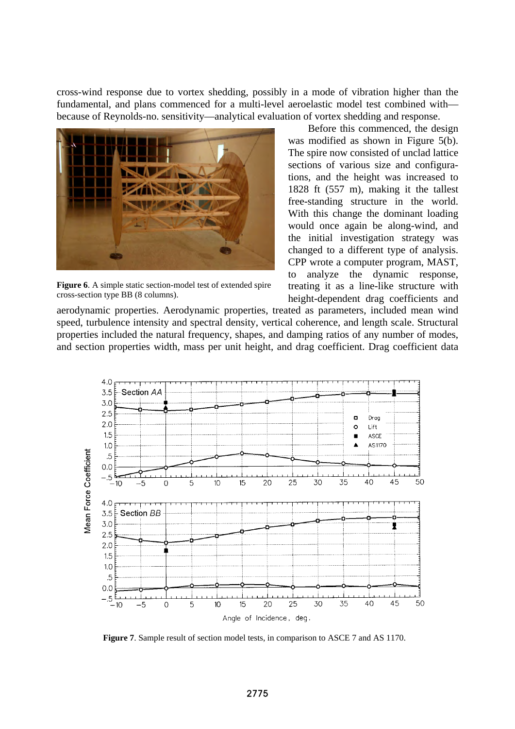cross-wind response due to vortex shedding, possibly in a mode of vibration higher than the fundamental, and plans commenced for a multi-level aeroelastic model test combined with—because of Reynolds-no. sensitivity—analytical evaluation of vortex shedding and response.

Before this commenced, the design was modified as shown in Figure 5(b). The spire now consisted of unclad lattice sections of various size and configurations, and the height was increased to 1828 ft (557 m), making it the tallest free-standing structure in the world. With this change the dominant loading would once again be along-wind, and the initial investigation strategy was changed to a different type of analysis. CPP wrote a computer program, MAST, to analyze the dynamic response, treating it as a line-like structure with height-dependent drag coefficients and aerodynamic properties. Aerodynamic properties, treated as parameters, included mean wind speed, turbulence intensity and spectral density, vertical coherence, and length scale. Structural properties included the natural frequency, shapes, and damping ratios of any number of modes, and section properties width, mass per unit height, and drag coefficient. Drag coefficient data

**Figure 6**. A simple static section-model test of extended spire cross-section type BB (8 columns).

**Figure 7**. Sample result of section model tests, in comparison to ASCE 7 and AS 1170.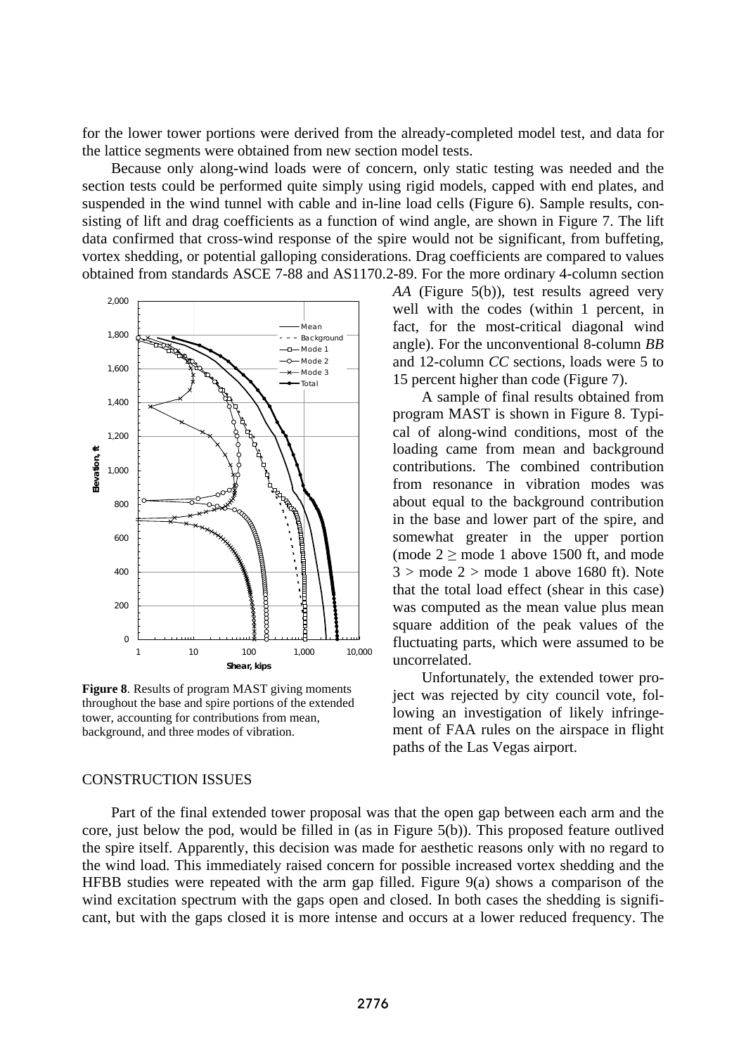for the lower tower portions were derived from the already-completed model test, and data for the lattice segments were obtained from new section model tests.

Because only along-wind loads were of concern, only static testing was needed and the section tests could be performed quite simply using rigid models, capped with end plates, and suspended in the wind tunnel with cable and in-line load cells (Figure 6). Sample results, consisting of lift and drag coefficients as a function of wind angle, are shown in Figure 7. The lift data confirmed that cross-wind response of the spire would not be significant, from buffeting, vortex shedding, or potential galloping considerations. Drag coefficients are compared to values obtained from standards ASCE 7-88 and AS1170.2-89. For the more ordinary 4-column section *AA* (Figure 5(b)), test results agreed very well with the codes (within 1 percent, in fact, for the most-critical diagonal wind angle). For the unconventional 8-column *BB* and 12-column *CC* sections, loads were 5 to 15 percent higher than code (Figure 7).

A sample of final results obtained from program MAST is shown in Figure 8. Typical of along-wind conditions, most of the loading came from mean and background contributions. The combined contribution from resonance in vibration modes was about equal to the background contribution in the base and lower part of the spire, and somewhat greater in the upper portion (mode 2 ≥ mode 1 above 1500 ft, and mode 3 > mode 2 > mode 1 above 1680 ft). Note that the total load effect (shear in this case) was computed as the mean value plus mean square addition of the peak values of the fluctuating parts, which were assumed to be uncorrelated.

**Figure 8**. Results of program MAST giving moments throughout the base and spire portions of the extended tower, accounting for contributions from mean, background, and three modes of vibration.

Unfortunately, the extended tower project was rejected by city council vote, following an investigation of likely infringement of FAA rules on the airspace in flight paths of the Las Vegas airport.

## CONSTRUCTION ISSUES

Part of the final extended tower proposal was that the open gap between each arm and the core, just below the pod, would be filled in (as in Figure 5(b)). This proposed feature outlived the spire itself. Apparently, this decision was made for aesthetic reasons only with no regard to the wind load. This immediately raised concern for possible increased vortex shedding and the HFBB studies were repeated with the arm gap filled. Figure 9(a) shows a comparison of the wind excitation spectrum with the gaps open and closed. In both cases the shedding is significant, but with the gaps closed it is more intense and occurs at a lower reduced frequency. The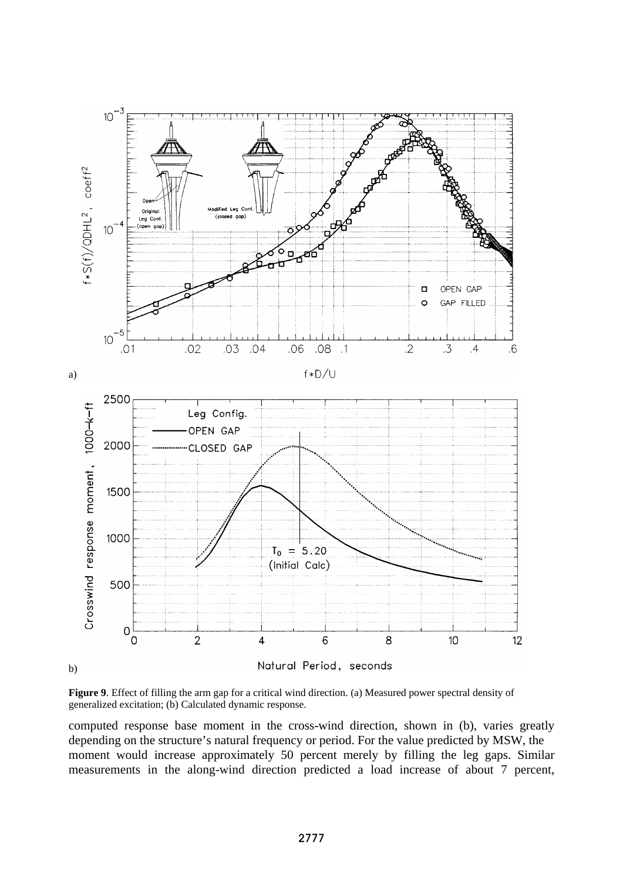a)

b)

**Figure 9**. Effect of filling the arm gap for a critical wind direction. (a) Measured power spectral density of generalized excitation; (b) Calculated dynamic response.

computed response base moment in the cross-wind direction, shown in (b), varies greatly depending on the structure's natural frequency or period. For the value predicted by MSW, the moment would increase approximately 50 percent merely by filling the leg gaps. Similar measurements in the along-wind direction predicted a load increase of about 7 percent,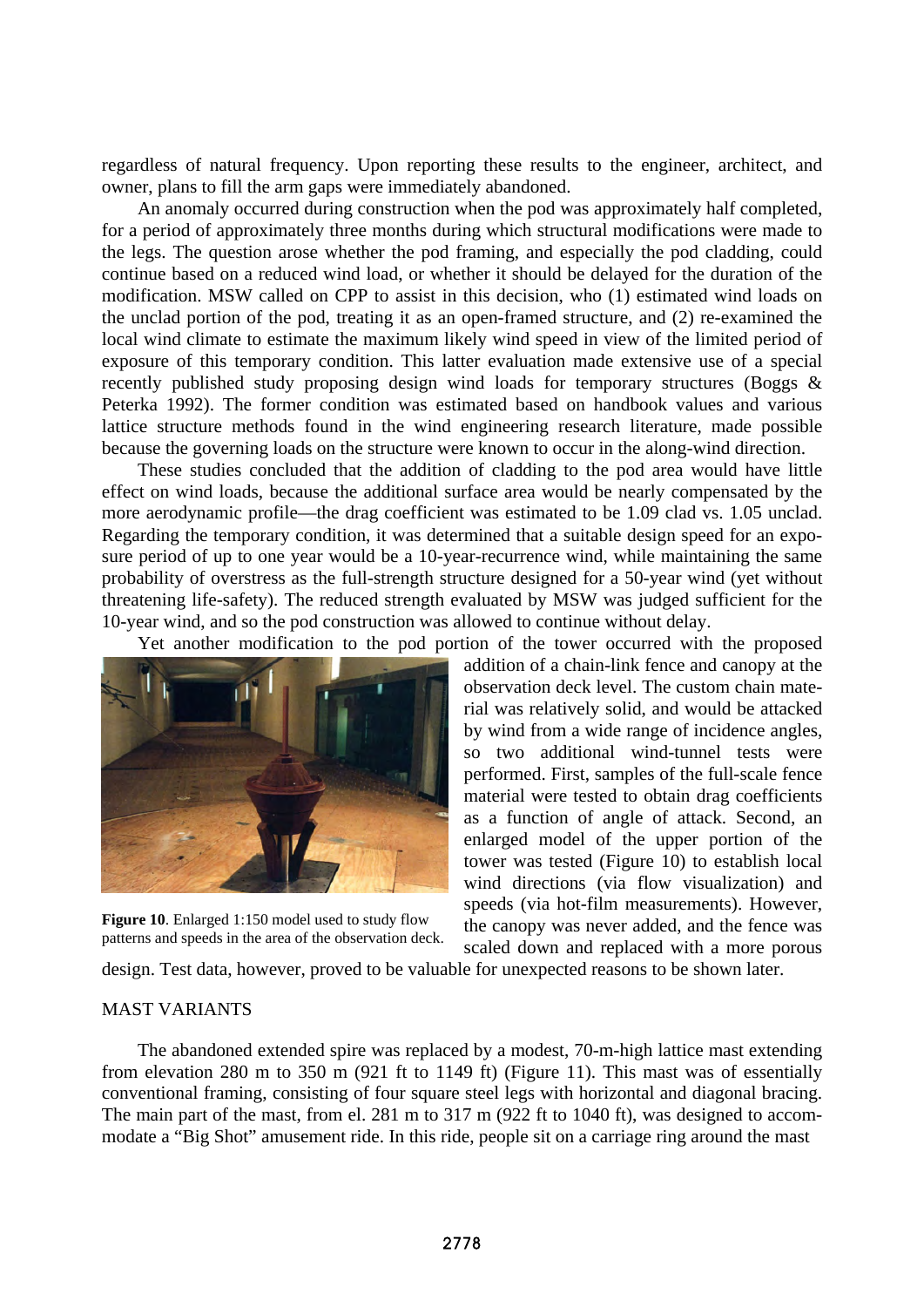regardless of natural frequency. Upon reporting these results to the engineer, architect, and owner, plans to fill the arm gaps were immediately abandoned.

An anomaly occurred during construction when the pod was approximately half completed, for a period of approximately three months during which structural modifications were made to the legs. The question arose whether the pod framing, and especially the pod cladding, could continue based on a reduced wind load, or whether it should be delayed for the duration of the modification. MSW called on CPP to assist in this decision, who (1) estimated wind loads on the unclad portion of the pod, treating it as an open-framed structure, and (2) re-examined the local wind climate to estimate the maximum likely wind speed in view of the limited period of exposure of this temporary condition. This latter evaluation made extensive use of a special recently published study proposing design wind loads for temporary structures (Boggs & Peterka 1992). The former condition was estimated based on handbook values and various lattice structure methods found in the wind engineering research literature, made possible because the governing loads on the structure were known to occur in the along-wind direction.

These studies concluded that the addition of cladding to the pod area would have little effect on wind loads, because the additional surface area would be nearly compensated by the more aerodynamic profile—the drag coefficient was estimated to be 1.09 clad vs. 1.05 unclad. Regarding the temporary condition, it was determined that a suitable design speed for an exposure period of up to one year would be a 10-year-recurrence wind, while maintaining the same probability of overstress as the full-strength structure designed for a 50-year wind (yet without threatening life-safety). The reduced strength evaluated by MSW was judged sufficient for the 10-year wind, and so the pod construction was allowed to continue without delay.

Yet another modification to the pod portion of the tower occurred with the proposed addition of a chain-link fence and canopy at the observation deck level. The custom chain material was relatively solid, and would be attacked by wind from a wide range of incidence angles, so two additional wind-tunnel tests were performed. First, samples of the full-scale fence material were tested to obtain drag coefficients as a function of angle of attack. Second, an enlarged model of the upper portion of the tower was tested (Figure 10) to establish local wind directions (via flow visualization) and speeds (via hot-film measurements). However, the canopy was never added, and the fence was scaled down and replaced with a more porous design. Test data, however, proved to be valuable for unexpected reasons to be shown later.

**Figure 10**. Enlarged 1:150 model used to study flow patterns and speeds in the area of the observation deck.

## MAST VARIANTS

The abandoned extended spire was replaced by a modest, 70-m-high lattice mast extending from elevation 280 m to 350 m (921 ft to 1149 ft) (Figure 11). This mast was of essentially conventional framing, consisting of four square steel legs with horizontal and diagonal bracing. The main part of the mast, from el. 281 m to 317 m (922 ft to 1040 ft), was designed to accommodate a "Big Shot" amusement ride. In this ride, people sit on a carriage ring around the mast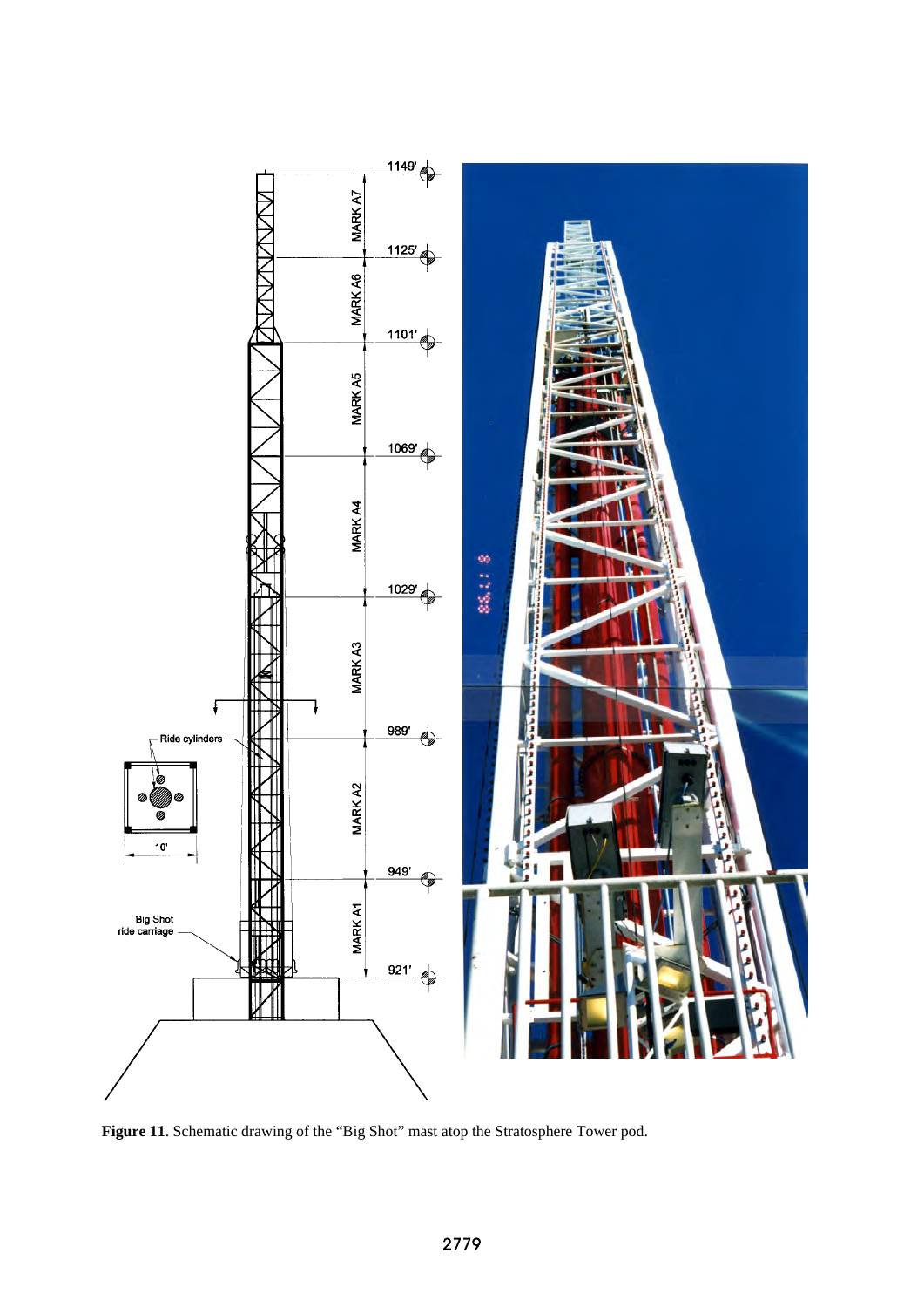**Figure 11**. Schematic drawing of the "Big Shot" mast atop the Stratosphere Tower pod.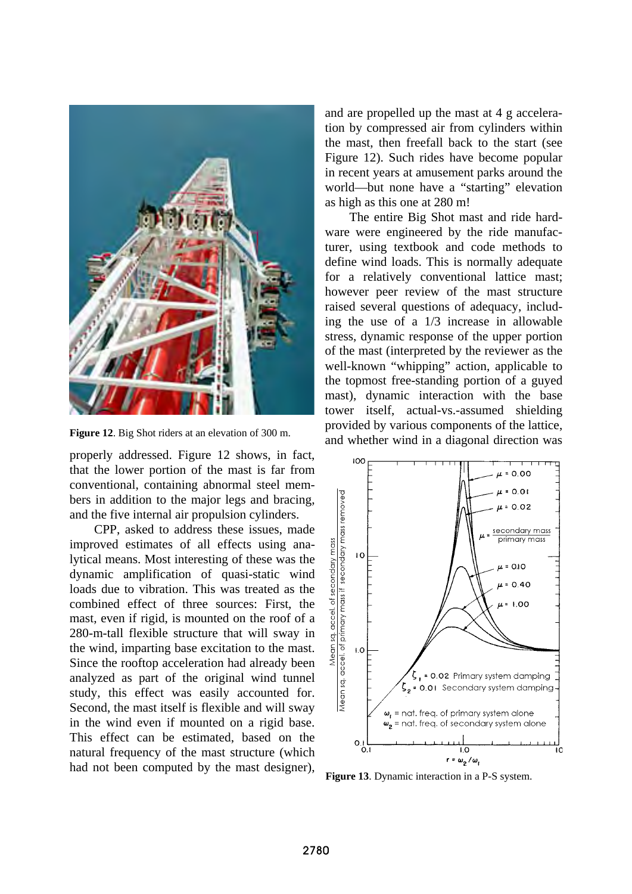and are propelled up the mast at 4 g acceleration by compressed air from cylinders within the mast, then freefall back to the start (see Figure 12). Such rides have become popular in recent years at amusement parks around the world—but none have a "starting" elevation as high as this one at 280 m!

The entire Big Shot mast and ride hardware were engineered by the ride manufacturer, using textbook and code methods to define wind loads. This is normally adequate for a relatively conventional lattice mast; however peer review of the mast structure raised several questions of adequacy, including the use of a 1/3 increase in allowable stress, dynamic response of the upper portion of the mast (interpreted by the reviewer as the well-known "whipping" action, applicable to the topmost free-standing portion of a guyed mast), dynamic interaction with the base tower itself, actual-vs.-assumed shielding provided by various components of the lattice, and whether wind in a diagonal direction was properly addressed. Figure 12 shows, in fact, that the lower portion of the mast is far from conventional, containing abnormal steel members in addition to the major legs and bracing, and the five internal air propulsion cylinders.

**Figure 12**. Big Shot riders at an elevation of 300 m.

CPP, asked to address these issues, made improved estimates of all effects using analytical means. Most interesting of these was the dynamic amplification of quasi-static wind loads due to vibration. This was treated as the combined effect of three sources: First, the mast, even if rigid, is mounted on the roof of a 280-m-tall flexible structure that will sway in the wind, imparting base excitation to the mast. Since the rooftop acceleration had already been analyzed as part of the original wind tunnel study, this effect was easily accounted for. Second, the mast itself is flexible and will sway in the wind even if mounted on a rigid base. This effect can be estimated, based on the natural frequency of the mast structure (which had not been computed by the mast designer),

**Figure 13**. Dynamic interaction in a P-S system.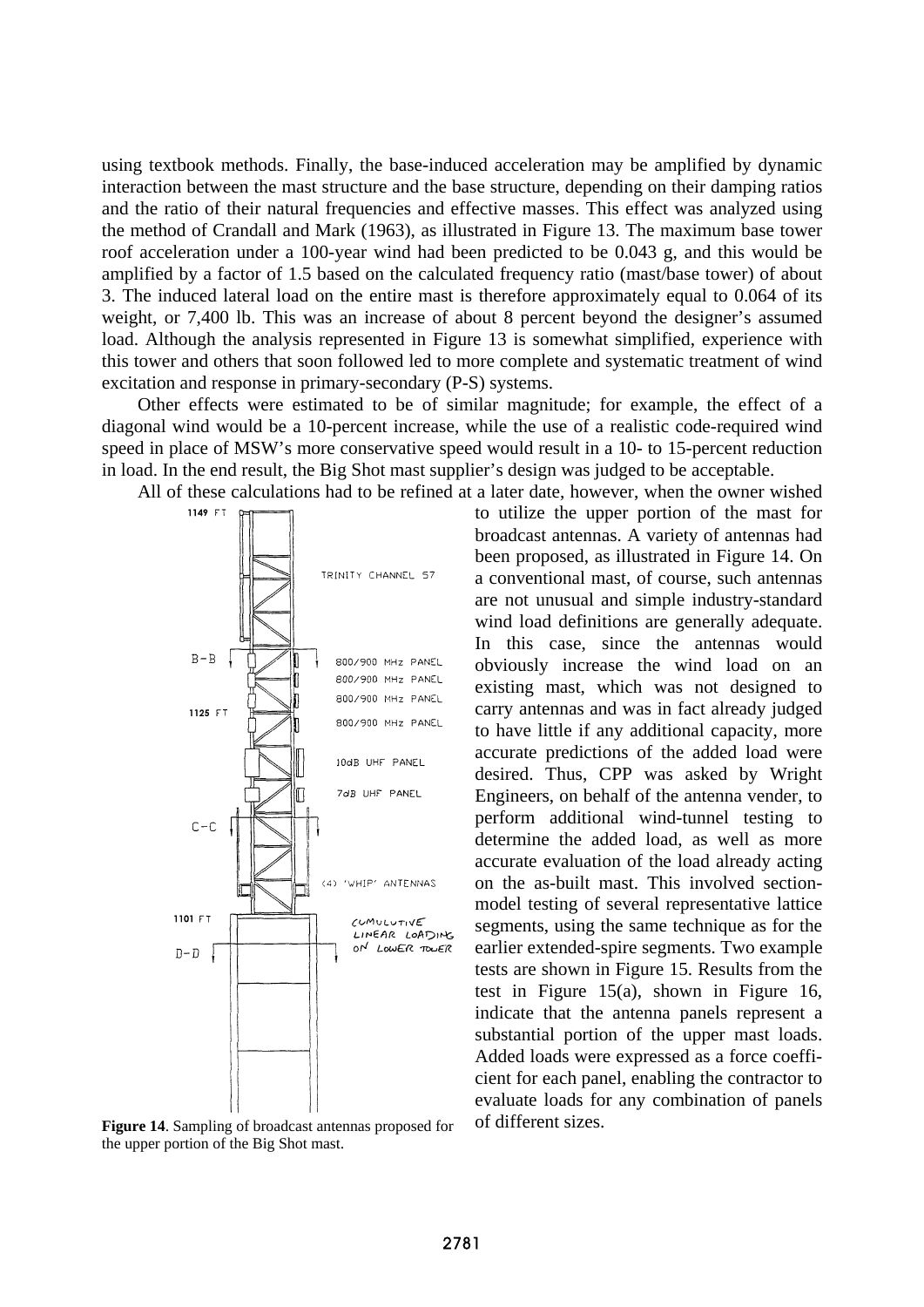using textbook methods. Finally, the base-induced acceleration may be amplified by dynamic interaction between the mast structure and the base structure, depending on their damping ratios and the ratio of their natural frequencies and effective masses. This effect was analyzed using the method of Crandall and Mark (1963), as illustrated in Figure 13. The maximum base tower roof acceleration under a 100-year wind had been predicted to be 0.043 g, and this would be amplified by a factor of 1.5 based on the calculated frequency ratio (mast/base tower) of about 3. The induced lateral load on the entire mast is therefore approximately equal to 0.064 of its weight, or 7,400 lb. This was an increase of about 8 percent beyond the designer's assumed load. Although the analysis represented in Figure 13 is somewhat simplified, experience with this tower and others that soon followed led to more complete and systematic treatment of wind excitation and response in primary-secondary (P-S) systems.

Other effects were estimated to be of similar magnitude; for example, the effect of a diagonal wind would be a 10-percent increase, while the use of a realistic code-required wind speed in place of MSW's more conservative speed would result in a 10- to 15-percent reduction in load. In the end result, the Big Shot mast supplier's design was judged to be acceptable.

All of these calculations had to be refined at a later date, however, when the owner wished to utilize the upper portion of the mast for broadcast antennas. A variety of antennas had been proposed, as illustrated in Figure 14. On a conventional mast, of course, such antennas are not unusual and simple industry-standard wind load definitions are generally adequate. In this case, since the antennas would obviously increase the wind load on an existing mast, which was not designed to carry antennas and was in fact already judged to have little if any additional capacity, more accurate predictions of the added load were desired. Thus, CPP was asked by Wright Engineers, on behalf of the antenna vender, to perform additional wind-tunnel testing to determine the added load, as well as more accurate evaluation of the load already acting on the as-built mast. This involved section-model testing of several representative lattice segments, using the same technique as for the earlier extended-spire segments. Two example tests are shown in Figure 15. Results from the test in Figure 15(a), shown in Figure 16, indicate that the antenna panels represent a substantial portion of the upper mast loads. Added loads were expressed as a force coefficient for each panel, enabling the contractor to evaluate loads for any combination of panels of different sizes.

1149 FT

TRINITY CHANNEL 57

B-B

800/900 MHz PANEL

800/900 MHz PANEL

800/900 MHz PANEL

1125 FT

800/900 MHz PANEL

10dB UHF PANEL

7dB UHF PANEL

C-C

(4) 'WHIP' ANTENNAS

1101 FT

CUMULATIVE LINEAR LOADING ON LOWER TOWER

D-D

**Figure 14**. Sampling of broadcast antennas proposed for the upper portion of the Big Shot mast.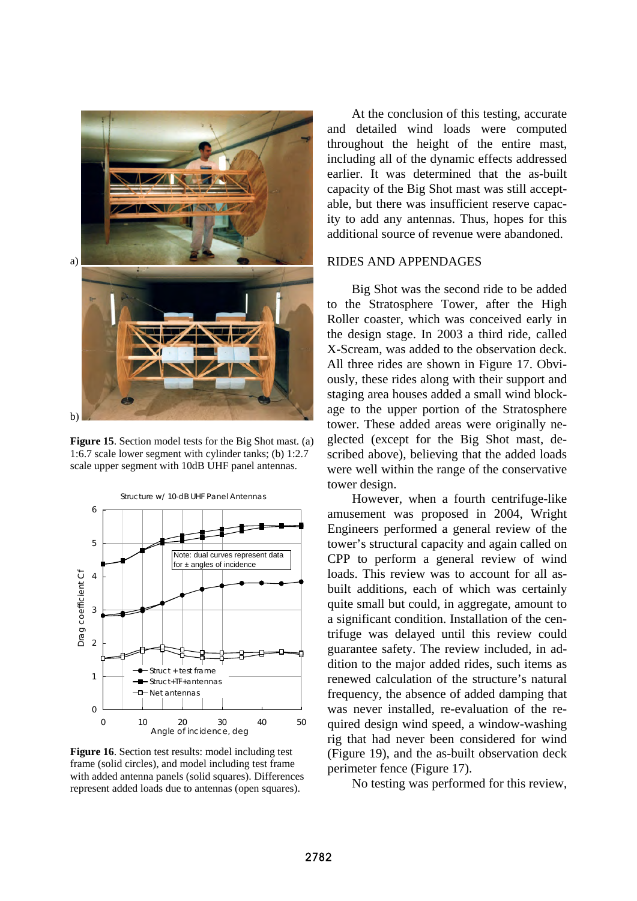Figure 15. Section model tests for the Big Shot mast. (a) 1:6.7 scale lower segment with cylinder tanks; (b) 1:2.7 scale upper segment with 10dB UHF panel antennas.

**Figure 16**. Section test results: model including test frame (solid circles), and model including test frame with added antenna panels (solid squares). Differences represent added loads due to antennas (open squares).

At the conclusion of this testing, accurate and detailed wind loads were computed throughout the height of the entire mast, including all of the dynamic effects addressed earlier. It was determined that the as-built capacity of the Big Shot mast was still acceptable, but there was insufficient reserve capacity to add any antennas. Thus, hopes for this additional source of revenue were abandoned.

## RIDES AND APPENDAGES

Big Shot was the second ride to be added to the Stratosphere Tower, after the High Roller coaster, which was conceived early in the design stage. In 2003 a third ride, called X-Scream, was added to the observation deck. All three rides are shown in Figure 17. Obviously, these rides along with their support and staging area houses added a small wind blockage to the upper portion of the Stratosphere tower. These added areas were originally neglected (except for the Big Shot mast, described above), believing that the added loads were well within the range of the conservative tower design.

However, when a fourth centrifuge-like amusement was proposed in 2004, Wright Engineers performed a general review of the tower's structural capacity and again called on CPP to perform a general review of wind loads. This review was to account for all as-built additions, each of which was certainly quite small but could, in aggregate, amount to a significant condition. Installation of the centrifuge was delayed until this review could guarantee safety. The review included, in addition to the major added rides, such items as renewed calculation of the structure's natural frequency, the absence of added damping that was never installed, re-evaluation of the required design wind speed, a window-washing rig that had never been considered for wind (Figure 19), and the as-built observation deck perimeter fence (Figure 17).

No testing was performed for this review,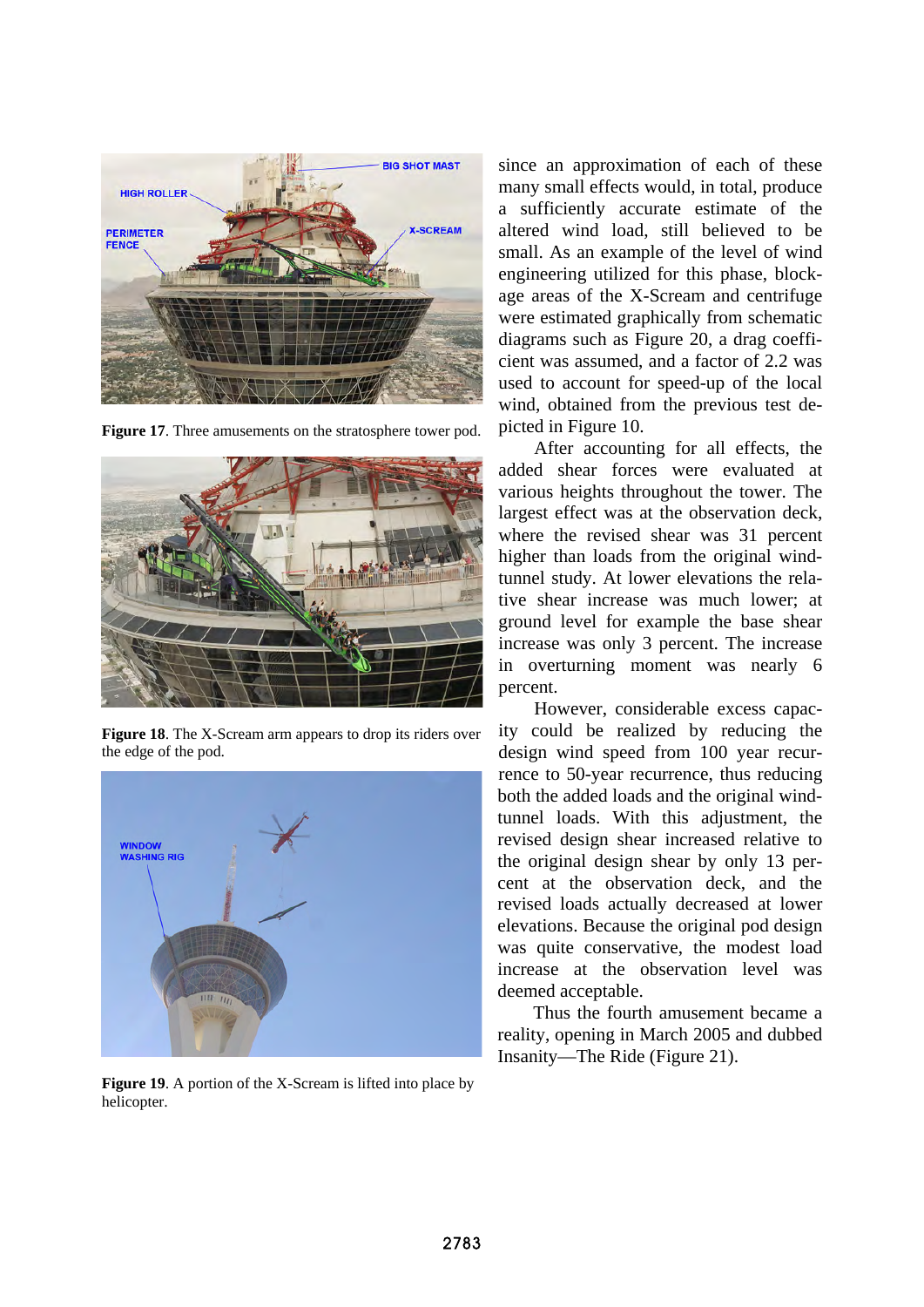**Figure 17**. Three amusements on the stratosphere tower pod.

**Figure 18**. The X-Scream arm appears to drop its riders over the edge of the pod.

**Figure 19**. A portion of the X-Scream is lifted into place by helicopter.

since an approximation of each of these many small effects would, in total, produce a sufficiently accurate estimate of the altered wind load, still believed to be small. As an example of the level of wind engineering utilized for this phase, blockage areas of the X-Scream and centrifuge were estimated graphically from schematic diagrams such as Figure 20, a drag coefficient was assumed, and a factor of 2.2 was used to account for speed-up of the local wind, obtained from the previous test depicted in Figure 10.

After accounting for all effects, the added shear forces were evaluated at various heights throughout the tower. The largest effect was at the observation deck, where the revised shear was 31 percent higher than loads from the original wind-tunnel study. At lower elevations the relative shear increase was much lower; at ground level for example the base shear increase was only 3 percent. The increase in overturning moment was nearly 6 percent.

However, considerable excess capacity could be realized by reducing the design wind speed from 100 year recurrence to 50-year recurrence, thus reducing both the added loads and the original wind-tunnel loads. With this adjustment, the revised design shear increased relative to the original design shear by only 13 percent at the observation deck, and the revised loads actually decreased at lower elevations. Because the original pod design was quite conservative, the modest load increase at the observation level was deemed acceptable.

Thus the fourth amusement became a reality, opening in March 2005 and dubbed Insanity—The Ride (Figure 21).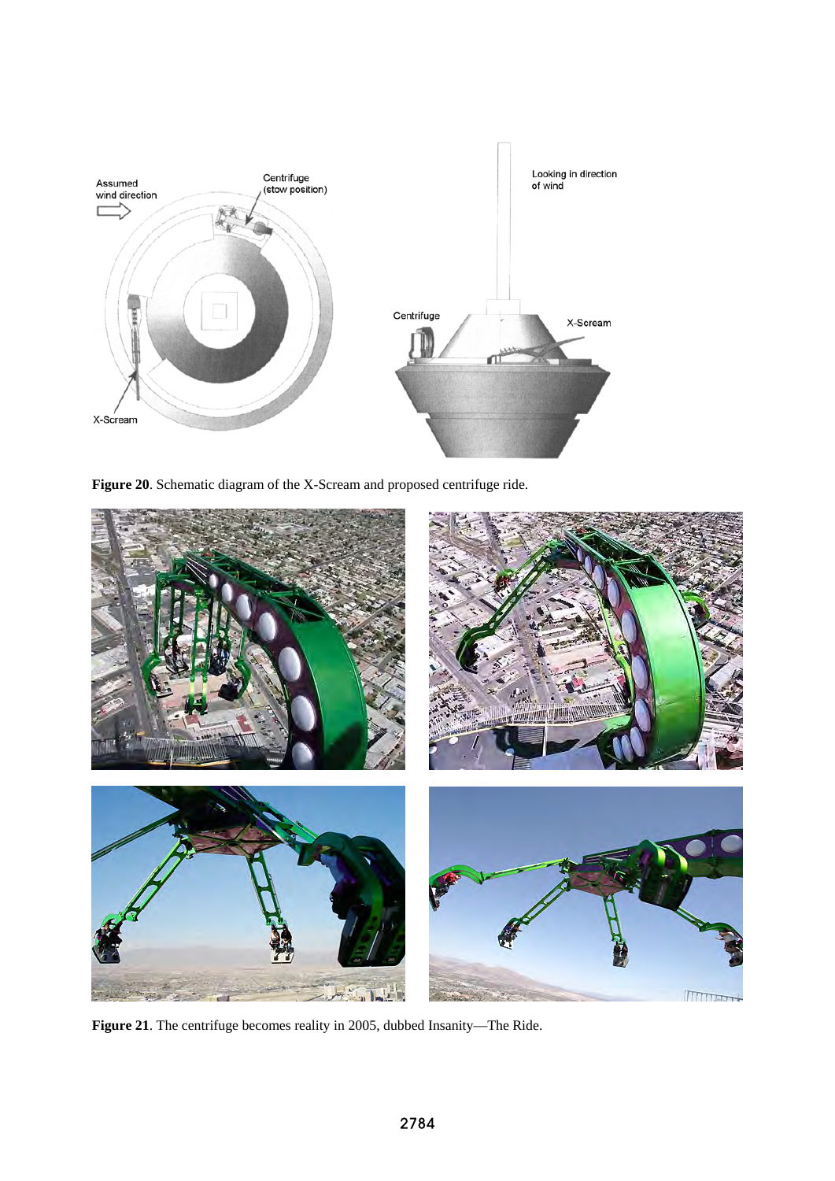**Figure 20**. Schematic diagram of the X-Scream and proposed centrifuge ride.

**Figure 21**. The centrifuge becomes reality in 2005, dubbed Insanity—The Ride.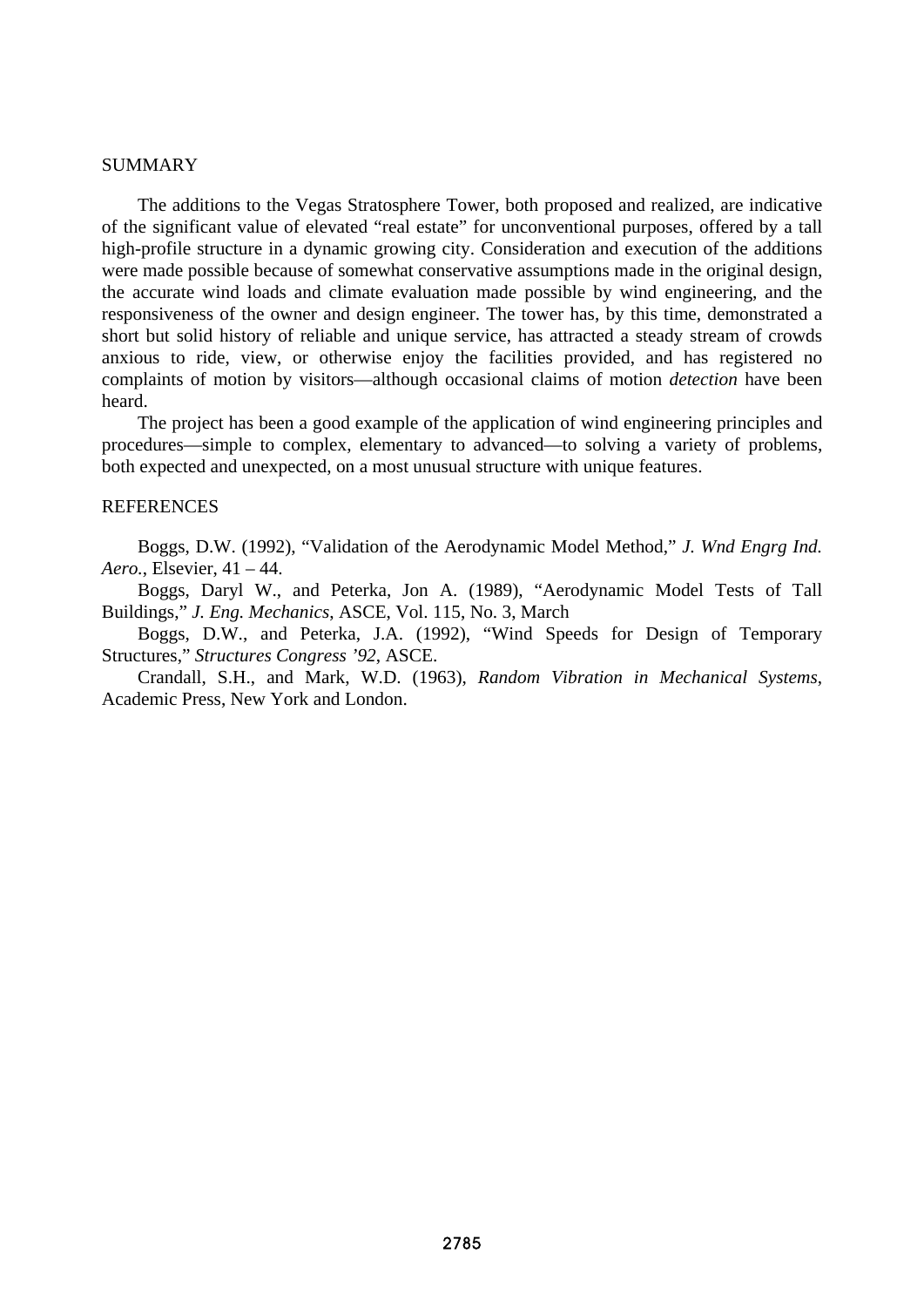## SUMMARY

The additions to the Vegas Stratosphere Tower, both proposed and realized, are indicative of the significant value of elevated "real estate" for unconventional purposes, offered by a tall high-profile structure in a dynamic growing city. Consideration and execution of the additions were made possible because of somewhat conservative assumptions made in the original design, the accurate wind loads and climate evaluation made possible by wind engineering, and the responsiveness of the owner and design engineer. The tower has, by this time, demonstrated a short but solid history of reliable and unique service, has attracted a steady stream of crowds anxious to ride, view, or otherwise enjoy the facilities provided, and has registered no complaints of motion by visitors—although occasional claims of motion *detection* have been heard.

The project has been a good example of the application of wind engineering principles and procedures—simple to complex, elementary to advanced—to solving a variety of problems, both expected and unexpected, on a most unusual structure with unique features.

## REFERENCES

Boggs, D.W. (1992), "Validation of the Aerodynamic Model Method," *J. Wnd Engrg Ind. Aero.*, Elsevier, 41 – 44.

Boggs, Daryl W., and Peterka, Jon A. (1989), "Aerodynamic Model Tests of Tall Buildings," *J. Eng. Mechanics*, ASCE, Vol. 115, No. 3, March

Boggs, D.W., and Peterka, J.A. (1992), "Wind Speeds for Design of Temporary Structures," *Structures Congress '92*, ASCE.

Crandall, S.H., and Mark, W.D. (1963), *Random Vibration in Mechanical Systems*, Academic Press, New York and London.